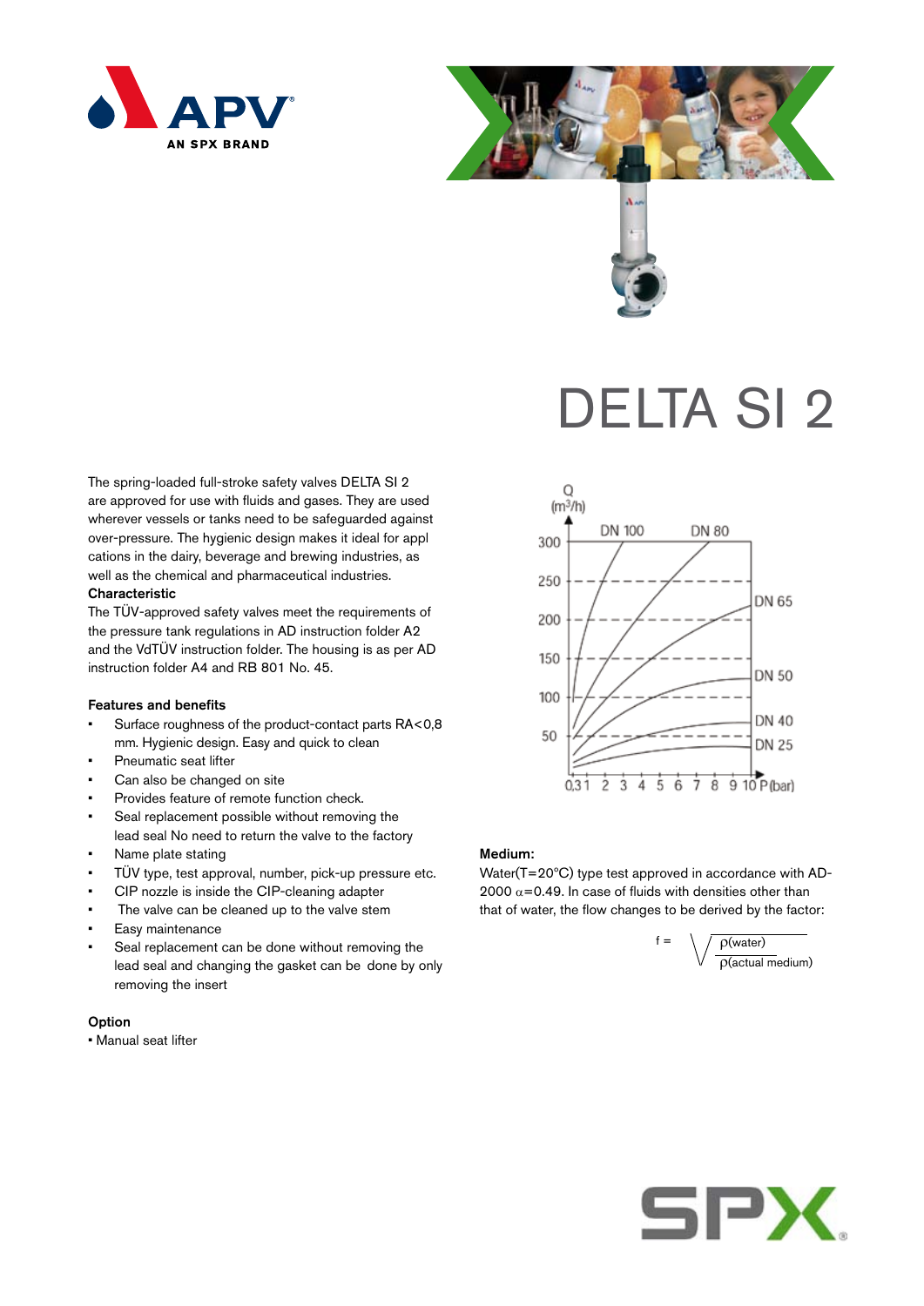# DELTA SI 2

The spring-loaded full-stroke safety valves DELTA SI 2 are approved for use with fluids and gases. They are used wherever vessels or tanks need to be safeguarded against over-pressure. The hygienic design makes it ideal for appl cations in the dairy, beverage and brewing industries, as well as the chemical and pharmaceutical industries.

**Characteristic**

The TÜV-approved safety valves meet the requirements of the pressure tank regulations in AD instruction folder A2 and the VdTÜV instruction folder. The housing is as per AD instruction folder A4 and RB 801 No. 45.

## Features and benefits

- Surface roughness of the product-contact parts RA<0,8 mm. Hygienic design. Easy and quick to clean
- Pneumatic seat lifter
- Can also be changed on site
- Provides feature of remote function check.
- Seal replacement possible without removing the lead seal No need to return the valve to the factory
- Name plate stating
- TÜV type, test approval, number, pick-up pressure etc.
- CIP nozzle is inside the CIP-cleaning adapter
- The valve can be cleaned up to the valve stem
- Easy maintenance
- Seal replacement can be done without removing the lead seal and changing the gasket can be done by only removing the insert

## Option

- Manual seat lifter

Q ($m^3/h$)

DN 100, DN 80, DN 65, DN 50, DN 40, DN 25

300, 250, 200, 150, 100, 50

0,3 1 2 3 4 5 6 7 8 9 10 P (bar)

**Medium:**

Water(T=20°C) type test approved in accordance with AD-2000 $\alpha$=0.49. In case of fluids with densities other than that of water, the flow changes to be derived by the factor:

$$f = \sqrt{\frac{\rho(\text{water})}{\rho(\text{actual medium})}}$$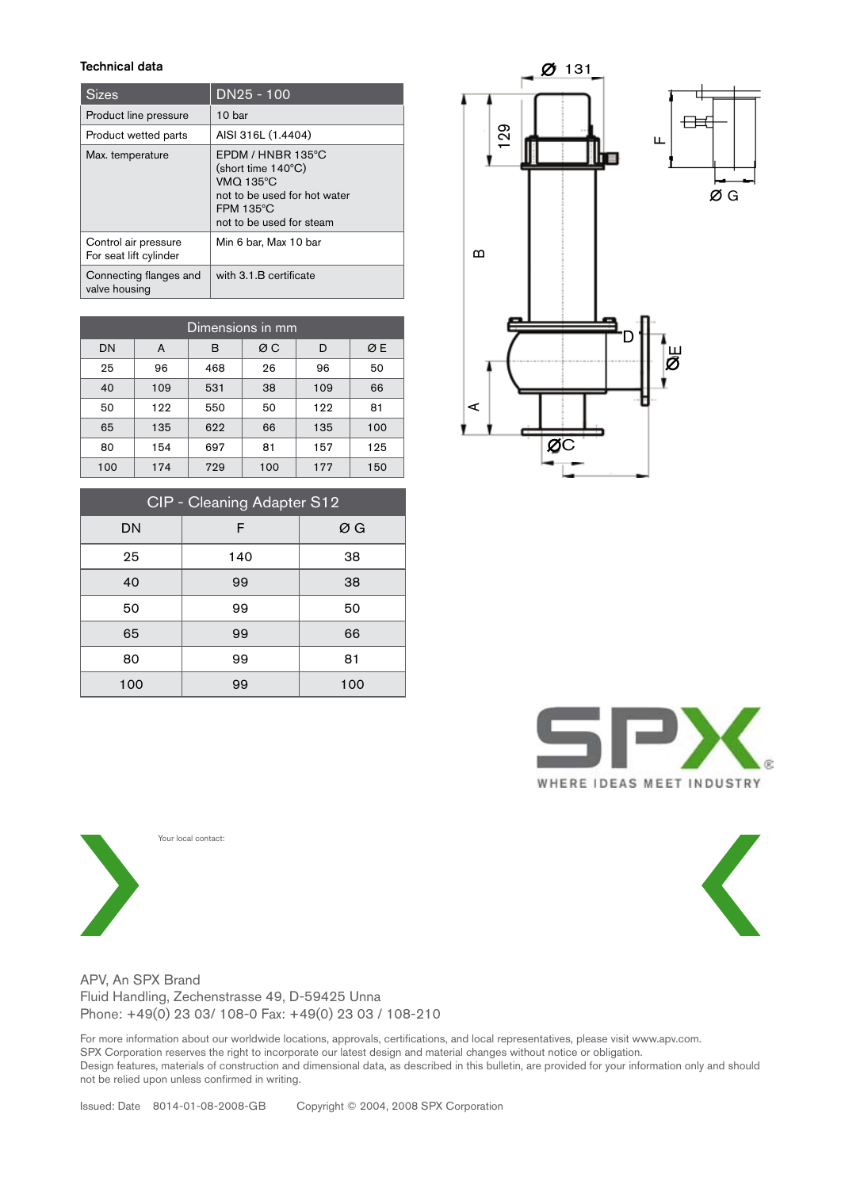## Technical data

| Sizes | DN25 - 100 |
|---|---|
| Product line pressure | 10 bar |
| Product wetted parts | AISI 316L (1.4404) |
| Max. temperature | EPDM / HNBR 135°C (short time 140°C) VMQ 135°C not to be used for hot water FPM 135°C not to be used for steam |
| Control air pressure For seat lift cylinder | Min 6 bar, Max 10 bar |
| Connecting flanges and valve housing | with 3.1.B certificate |

| Dimensions in mm | | | | | |
|---|---|---|---|---|---|
| DN | A | B | Ø C | D | Ø E |
| 25 | 96 | 468 | 26 | 96 | 50 |
| 40 | 109 | 531 | 38 | 109 | 66 |
| 50 | 122 | 550 | 50 | 122 | 81 |
| 65 | 135 | 622 | 66 | 135 | 100 |
| 80 | 154 | 697 | 81 | 157 | 125 |
| 100 | 174 | 729 | 100 | 177 | 150 |

| CIP - Cleaning Adapter S12 | | |
|---|---|---|
| DN | F | Ø G |
| 25 | 140 | 38 |
| 40 | 99 | 38 |
| 50 | 99 | 50 |
| 65 | 99 | 66 |
| 80 | 99 | 81 |
| 100 | 99 | 100 |

Ø 131
129
B
A
D
ØE
ØC
F
Ø G

SPX
WHERE IDEAS MEET INDUSTRY

Your local contact:

APV, An SPX Brand
Fluid Handling, Zechenstrasse 49, D-59425 Unna
Phone: +49(0) 23 03/ 108-0 Fax: +49(0) 23 03 / 108-210

For more information about our worldwide locations, approvals, certifications, and local representatives, please visit www.apv.com.
SPX Corporation reserves the right to incorporate our latest design and material changes without notice or obligation.
Design features, materials of construction and dimensional data, as described in this bulletin, are provided for your information only and should not be relied upon unless confirmed in writing.

Issued: Date 8014-01-08-2008-GB Copyright © 2004, 2008 SPX Corporation